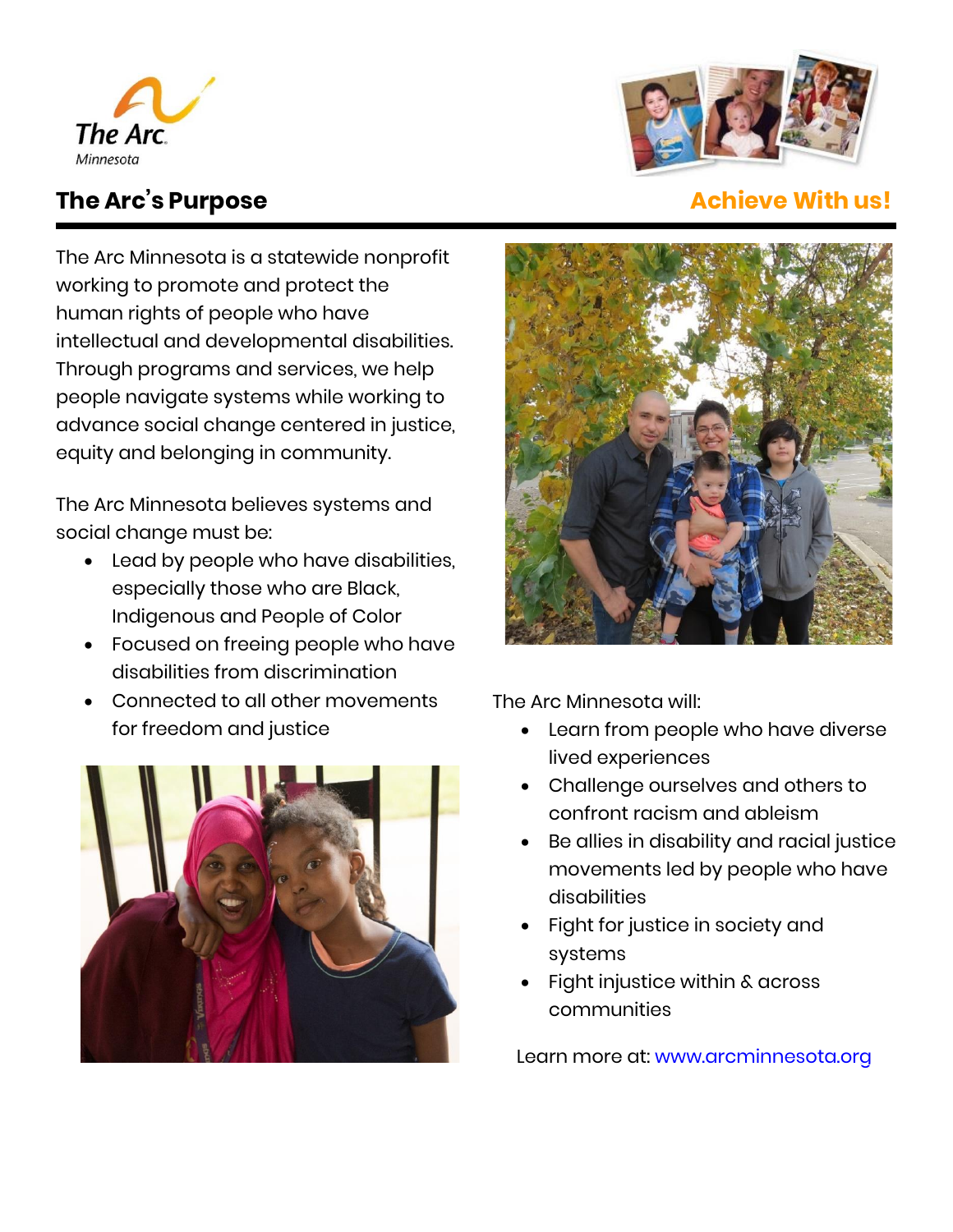The Arc Minnesota

## The Arc's Purpose

**Achieve With us!**

The Arc Minnesota is a statewide nonprofit working to promote and protect the human rights of people who have intellectual and developmental disabilities. Through programs and services, we help people navigate systems while working to advance social change centered in justice, equity and belonging in community.

The Arc Minnesota believes systems and social change must be:

- Lead by people who have disabilities, especially those who are Black, Indigenous and People of Color
- Focused on freeing people who have disabilities from discrimination
- Connected to all other movements for freedom and justice

The Arc Minnesota will:

- Learn from people who have diverse lived experiences
- Challenge ourselves and others to confront racism and ableism
- Be allies in disability and racial justice movements led by people who have disabilities
- Fight for justice in society and systems
- Fight injustice within & across communities

Learn more at: www.arcminnesota.org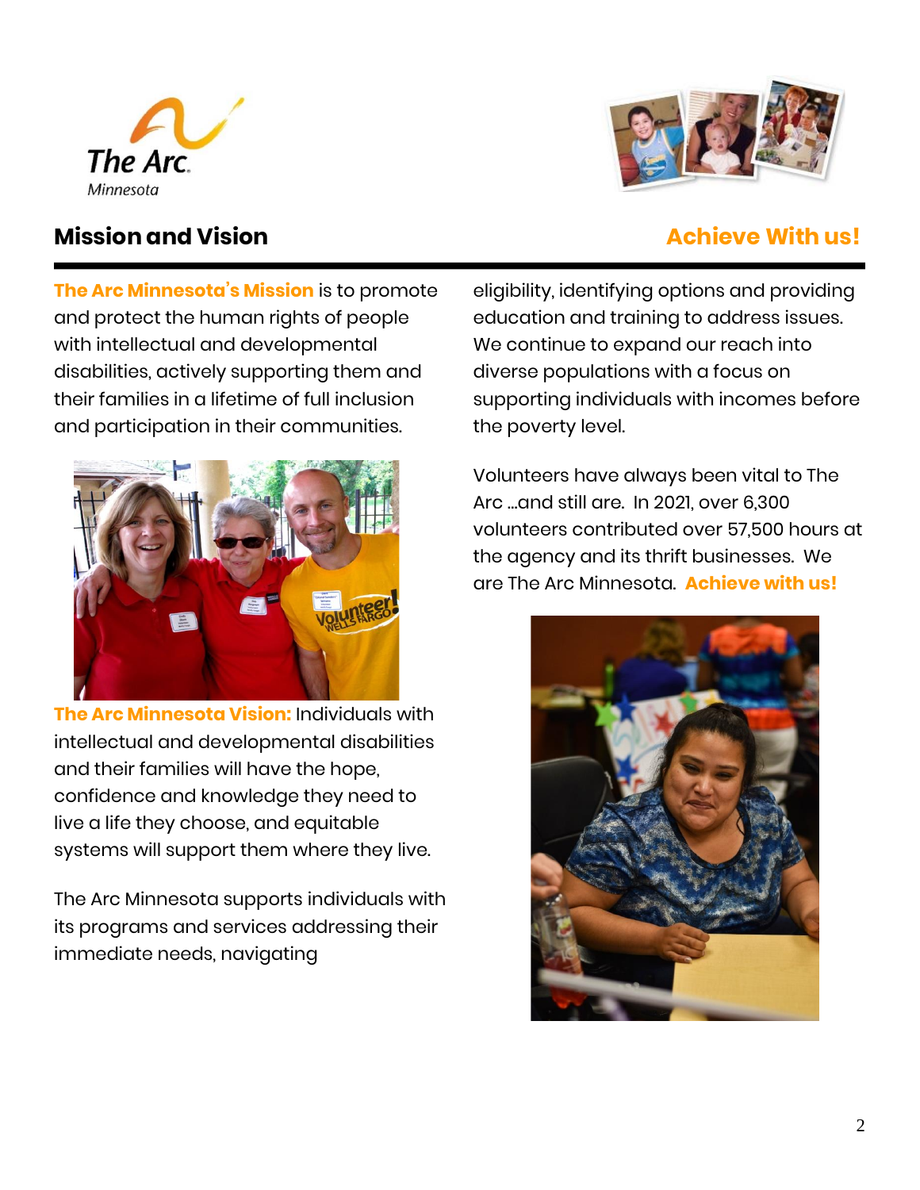## Mission and Vision

**Achieve With us!**

**The Arc Minnesota's Mission** is to promote and protect the human rights of people with intellectual and developmental disabilities, actively supporting them and their families in a lifetime of full inclusion and participation in their communities.

**The Arc Minnesota Vision:** Individuals with intellectual and developmental disabilities and their families will have the hope, confidence and knowledge they need to live a life they choose, and equitable systems will support them where they live.

The Arc Minnesota supports individuals with its programs and services addressing their immediate needs, navigating eligibility, identifying options and providing education and training to address issues. We continue to expand our reach into diverse populations with a focus on supporting individuals with incomes before the poverty level.

Volunteers have always been vital to The Arc …and still are. In 2021, over 6,300 volunteers contributed over 57,500 hours at the agency and its thrift businesses. We are The Arc Minnesota. **Achieve with us!**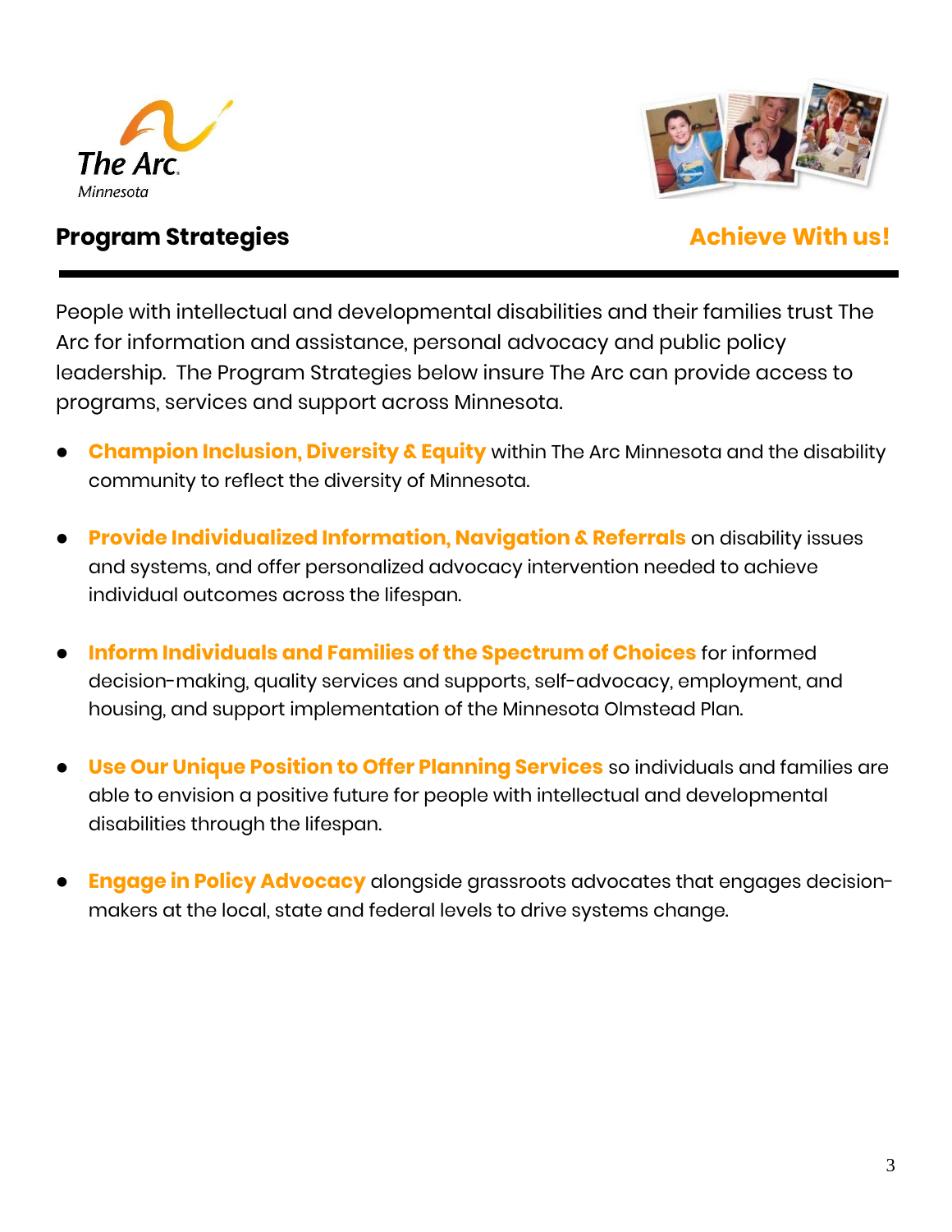The Arc Minnesota

## Program Strategies

**Achieve With us!**

People with intellectual and developmental disabilities and their families trust The Arc for information and assistance, personal advocacy and public policy leadership. The Program Strategies below insure The Arc can provide access to programs, services and support across Minnesota.

- **Champion Inclusion, Diversity & Equity** within The Arc Minnesota and the disability community to reflect the diversity of Minnesota.
- **Provide Individualized Information, Navigation & Referrals** on disability issues and systems, and offer personalized advocacy intervention needed to achieve individual outcomes across the lifespan.
- **Inform Individuals and Families of the Spectrum of Choices** for informed decision-making, quality services and supports, self-advocacy, employment, and housing, and support implementation of the Minnesota Olmstead Plan.
- **Use Our Unique Position to Offer Planning Services** so individuals and families are able to envision a positive future for people with intellectual and developmental disabilities through the lifespan.
- **Engage in Policy Advocacy** alongside grassroots advocates that engages decision-makers at the local, state and federal levels to drive systems change.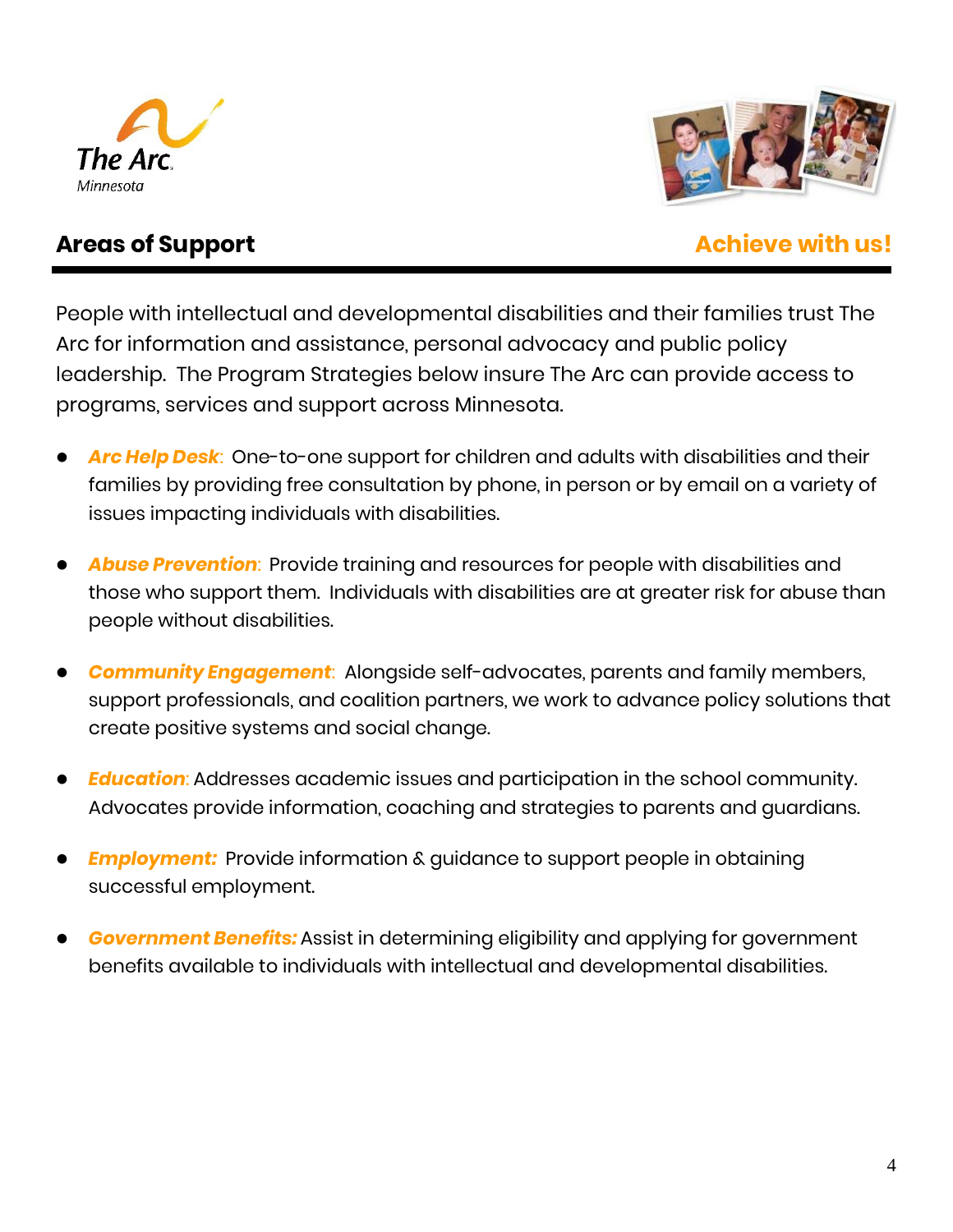The Arc
Minnesota

## Areas of Support

**Achieve with us!**

People with intellectual and developmental disabilities and their families trust The Arc for information and assistance, personal advocacy and public policy leadership. The Program Strategies below insure The Arc can provide access to programs, services and support across Minnesota.

- ***Arc Help Desk***: One-to-one support for children and adults with disabilities and their families by providing free consultation by phone, in person or by email on a variety of issues impacting individuals with disabilities.
- ***Abuse Prevention***: Provide training and resources for people with disabilities and those who support them. Individuals with disabilities are at greater risk for abuse than people without disabilities.
- ***Community Engagement***: Alongside self-advocates, parents and family members, support professionals, and coalition partners, we work to advance policy solutions that create positive systems and social change.
- ***Education***: Addresses academic issues and participation in the school community. Advocates provide information, coaching and strategies to parents and guardians.
- ***Employment:*** Provide information & guidance to support people in obtaining successful employment.
- ***Government Benefits:*** Assist in determining eligibility and applying for government benefits available to individuals with intellectual and developmental disabilities.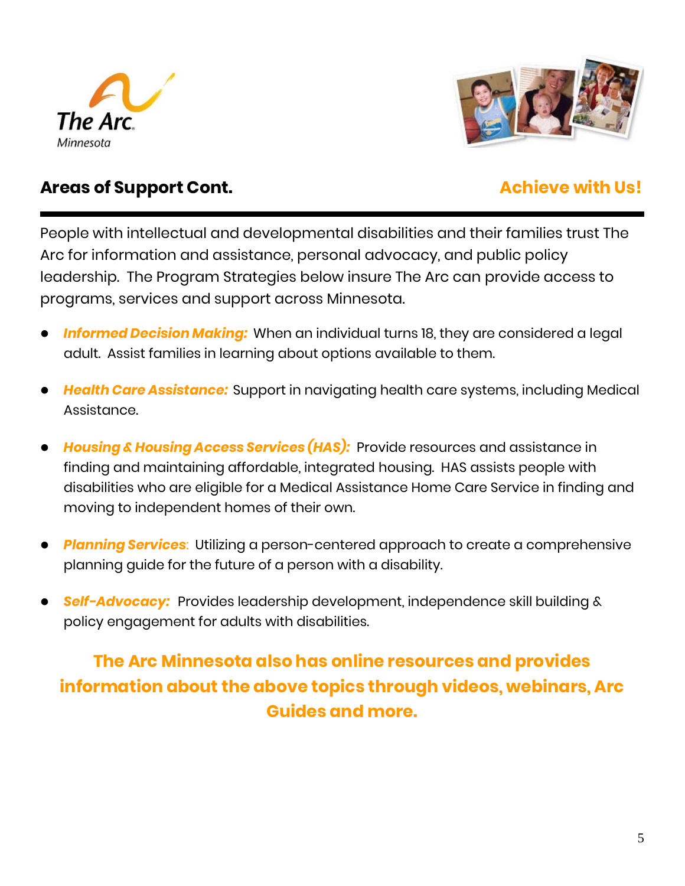The Arc Minnesota

## Areas of Support Cont.

**Achieve with Us!**

People with intellectual and developmental disabilities and their families trust The Arc for information and assistance, personal advocacy, and public policy leadership. The Program Strategies below insure The Arc can provide access to programs, services and support across Minnesota.

- ***Informed Decision Making:*** When an individual turns 18, they are considered a legal adult. Assist families in learning about options available to them.
- ***Health Care Assistance:*** Support in navigating health care systems, including Medical Assistance.
- ***Housing & Housing Access Services (HAS):*** Provide resources and assistance in finding and maintaining affordable, integrated housing. HAS assists people with disabilities who are eligible for a Medical Assistance Home Care Service in finding and moving to independent homes of their own.
- ***Planning Services***: Utilizing a person-centered approach to create a comprehensive planning guide for the future of a person with a disability.
- ***Self-Advocacy:*** Provides leadership development, independence skill building & policy engagement for adults with disabilities.

**The Arc Minnesota also has online resources and provides information about the above topics through videos, webinars, Arc Guides and more.**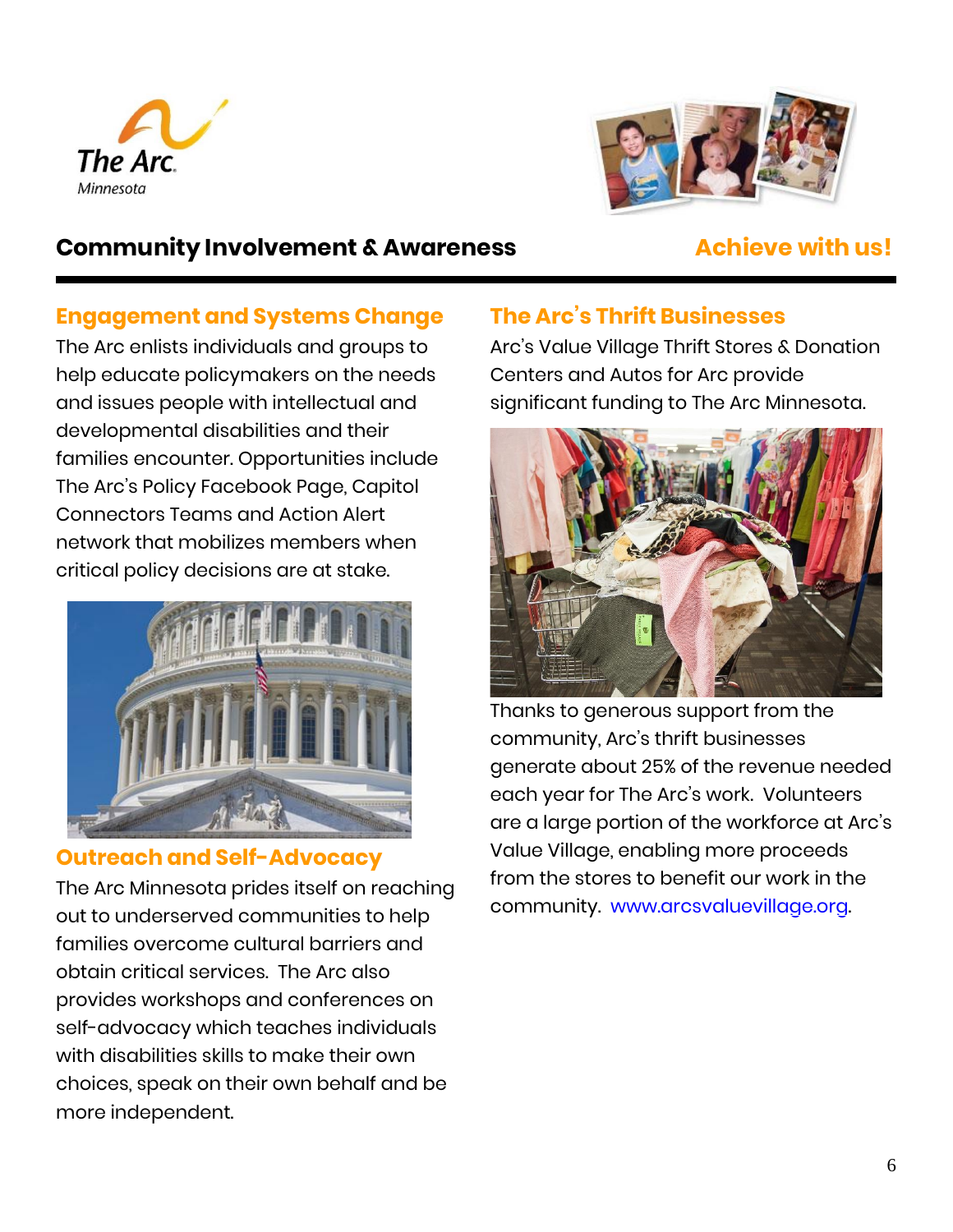The Arc Minnesota

## Community Involvement & Awareness

**Achieve with us!**

### Engagement and Systems Change

The Arc enlists individuals and groups to help educate policymakers on the needs and issues people with intellectual and developmental disabilities and their families encounter. Opportunities include The Arc's Policy Facebook Page, Capitol Connectors Teams and Action Alert network that mobilizes members when critical policy decisions are at stake.

### Outreach and Self-Advocacy

The Arc Minnesota prides itself on reaching out to underserved communities to help families overcome cultural barriers and obtain critical services. The Arc also provides workshops and conferences on self-advocacy which teaches individuals with disabilities skills to make their own choices, speak on their own behalf and be more independent.

### The Arc's Thrift Businesses

Arc's Value Village Thrift Stores & Donation Centers and Autos for Arc provide significant funding to The Arc Minnesota.

Thanks to generous support from the community, Arc's thrift businesses generate about 25% of the revenue needed each year for The Arc's work. Volunteers are a large portion of the workforce at Arc's Value Village, enabling more proceeds from the stores to benefit our work in the community. www.arcsvaluevillage.org.